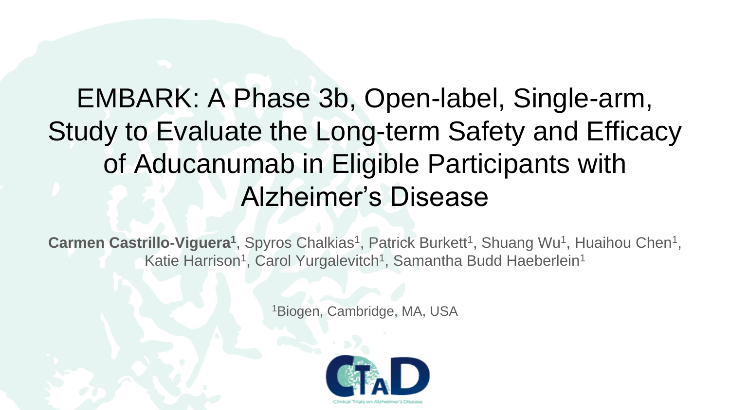# EMBARK: A Phase 3b, Open-label, Single-arm, Study to Evaluate the Long-term Safety and Efficacy of Aducanumab in Eligible Participants with Alzheimer's Disease

**Carmen Castrillo-Viguera[1]**, Spyros Chalkias[1], Patrick Burkett[1], Shuang Wu[1], Huaihou Chen[1], Katie Harrison[1], Carol Yurgalevitch[1], Samantha Budd Haeberlein[1]

[1]Biogen, Cambridge, MA, USA

CTAD Clinical Trials on Alzheimer's Disease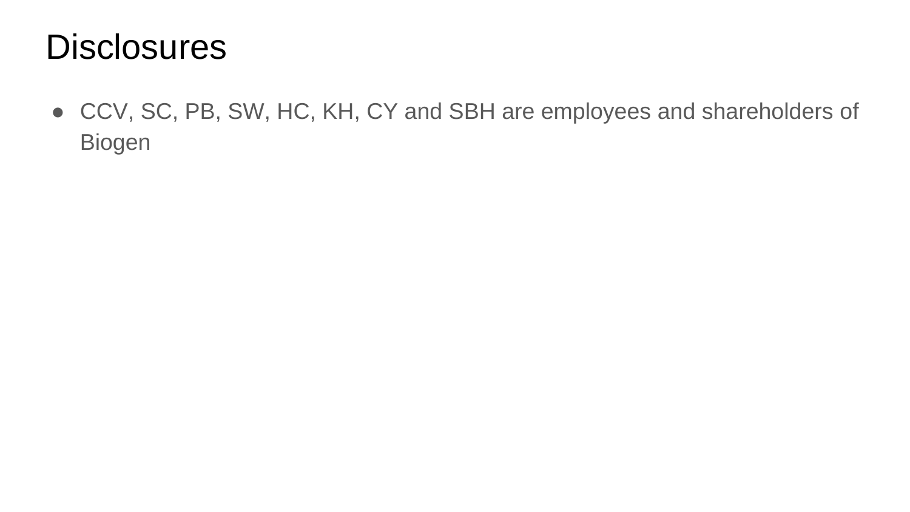# Disclosures

- CCV, SC, PB, SW, HC, KH, CY and SBH are employees and shareholders of Biogen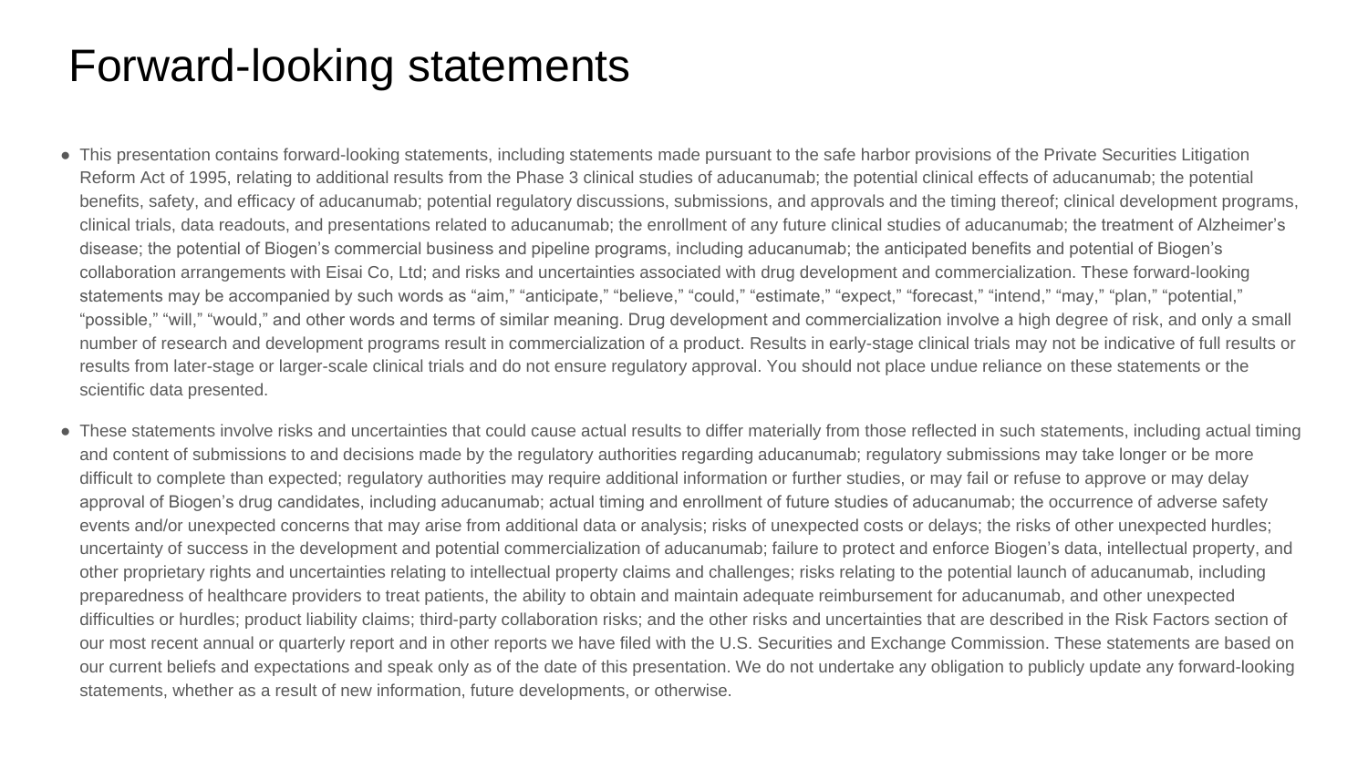# Forward-looking statements

- This presentation contains forward-looking statements, including statements made pursuant to the safe harbor provisions of the Private Securities Litigation Reform Act of 1995, relating to additional results from the Phase 3 clinical studies of aducanumab; the potential clinical effects of aducanumab; the potential benefits, safety, and efficacy of aducanumab; potential regulatory discussions, submissions, and approvals and the timing thereof; clinical development programs, clinical trials, data readouts, and presentations related to aducanumab; the enrollment of any future clinical studies of aducanumab; the treatment of Alzheimer's disease; the potential of Biogen's commercial business and pipeline programs, including aducanumab; the anticipated benefits and potential of Biogen's collaboration arrangements with Eisai Co, Ltd; and risks and uncertainties associated with drug development and commercialization. These forward-looking statements may be accompanied by such words as "aim," "anticipate," "believe," "could," "estimate," "expect," "forecast," "intend," "may," "plan," "potential," "possible," "will," "would," and other words and terms of similar meaning. Drug development and commercialization involve a high degree of risk, and only a small number of research and development programs result in commercialization of a product. Results in early-stage clinical trials may not be indicative of full results or results from later-stage or larger-scale clinical trials and do not ensure regulatory approval. You should not place undue reliance on these statements or the scientific data presented.
- These statements involve risks and uncertainties that could cause actual results to differ materially from those reflected in such statements, including actual timing and content of submissions to and decisions made by the regulatory authorities regarding aducanumab; regulatory submissions may take longer or be more difficult to complete than expected; regulatory authorities may require additional information or further studies, or may fail or refuse to approve or may delay approval of Biogen's drug candidates, including aducanumab; actual timing and enrollment of future studies of aducanumab; the occurrence of adverse safety events and/or unexpected concerns that may arise from additional data or analysis; risks of unexpected costs or delays; the risks of other unexpected hurdles; uncertainty of success in the development and potential commercialization of aducanumab; failure to protect and enforce Biogen's data, intellectual property, and other proprietary rights and uncertainties relating to intellectual property claims and challenges; risks relating to the potential launch of aducanumab, including preparedness of healthcare providers to treat patients, the ability to obtain and maintain adequate reimbursement for aducanumab, and other unexpected difficulties or hurdles; product liability claims; third-party collaboration risks; and the other risks and uncertainties that are described in the Risk Factors section of our most recent annual or quarterly report and in other reports we have filed with the U.S. Securities and Exchange Commission. These statements are based on our current beliefs and expectations and speak only as of the date of this presentation. We do not undertake any obligation to publicly update any forward-looking statements, whether as a result of new information, future developments, or otherwise.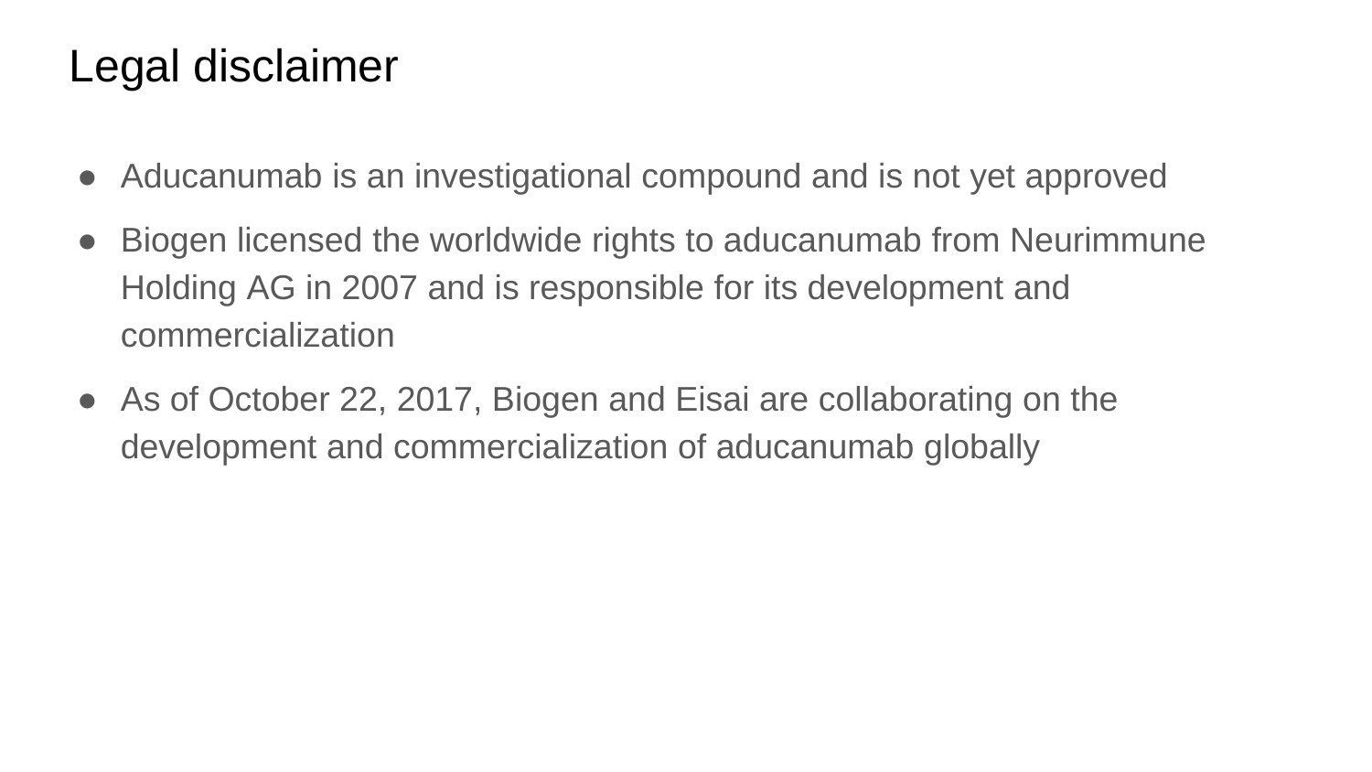# Legal disclaimer

- Aducanumab is an investigational compound and is not yet approved
- Biogen licensed the worldwide rights to aducanumab from Neurimmune Holding AG in 2007 and is responsible for its development and commercialization
- As of October 22, 2017, Biogen and Eisai are collaborating on the development and commercialization of aducanumab globally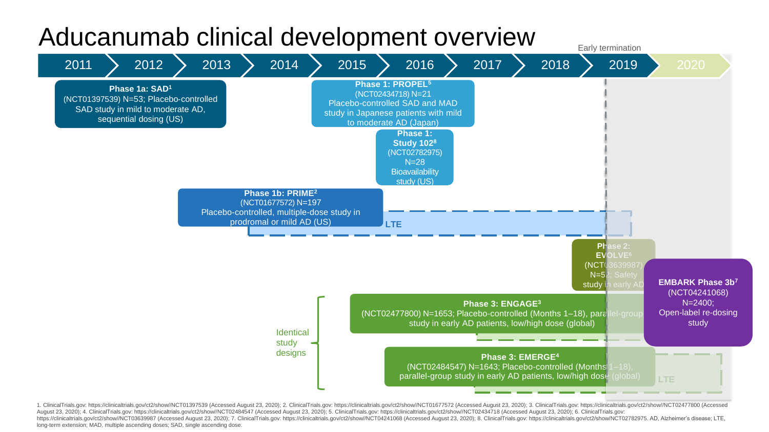# Aducanumab clinical development overview

2011 | 2012 | 2013 | 2014 | 2015 | 2016 | 2017 | 2018 | 2019 | 2020

Early termination

**Phase 1a: SAD[1]**
(NCT01397539) N=53; Placebo-controlled SAD study in mild to moderate AD, sequential dosing (US)

**Phase 1: PROPEL[5]**
(NCT02434718) N=21
Placebo-controlled SAD and MAD study in Japanese patients with mild to moderate AD (Japan)

**Phase 1: Study 102[8]**
(NCT02782975)
N=28
Bioavailability study (US)

**Phase 1b: PRIME[2]**
(NCT01677572) N=197
Placebo-controlled, multiple-dose study in prodromal or mild AD (US)

LTE

**Phase 2: EVOLVE[6]**
(NCT03639987)
N=52; Safety study in early AD

**EMBARK Phase 3b[7]**
(NCT04241068)
N=2400;
Open-label re-dosing study

Identical study designs

**Phase 3: ENGAGE[3]**
(NCT02477800) N=1653; Placebo-controlled (Months 1–18), parallel-group study in early AD patients, low/high dose (global)

**Phase 3: EMERGE[4]**
(NCT02484547) N=1643; Placebo-controlled (Months 1–18), parallel-group study in early AD patients, low/high dose (global)

LTE

1. ClinicalTrials.gov: https://clinicaltrials.gov/ct2/show//NCT01397539 (Accessed August 23, 2020); 2. ClinicalTrials.gov: https://clinicaltrials.gov/ct2/show//NCT01677572 (Accessed August 23, 2020); 3. ClinicalTrials.gov: https://clinicaltrials.gov/ct2/show//NCT02477800 (Accessed August 23, 2020); 4. ClinicalTrials.gov: https://clinicaltrials.gov/ct2/show//NCT02484547 (Accessed August 23, 2020); 5. ClinicalTrials.gov: https://clinicaltrials.gov/ct2/show//NCT02434718 (Accessed August 23, 2020); 6. ClinicalTrials.gov: https://clinicaltrials.gov/ct2/show//NCT03639987 (Accessed August 23, 2020); 7. ClinicalTrials.gov: https://clinicaltrials.gov/ct2/show//NCT04241068 (Accessed August 23, 2020); 8. ClinicalTrials.gov: https://clinicaltrials.gov/ct2/show/NCT02782975. AD, Alzheimer's disease; LTE, long-term extension; MAD, multiple ascending doses; SAD, single ascending dose.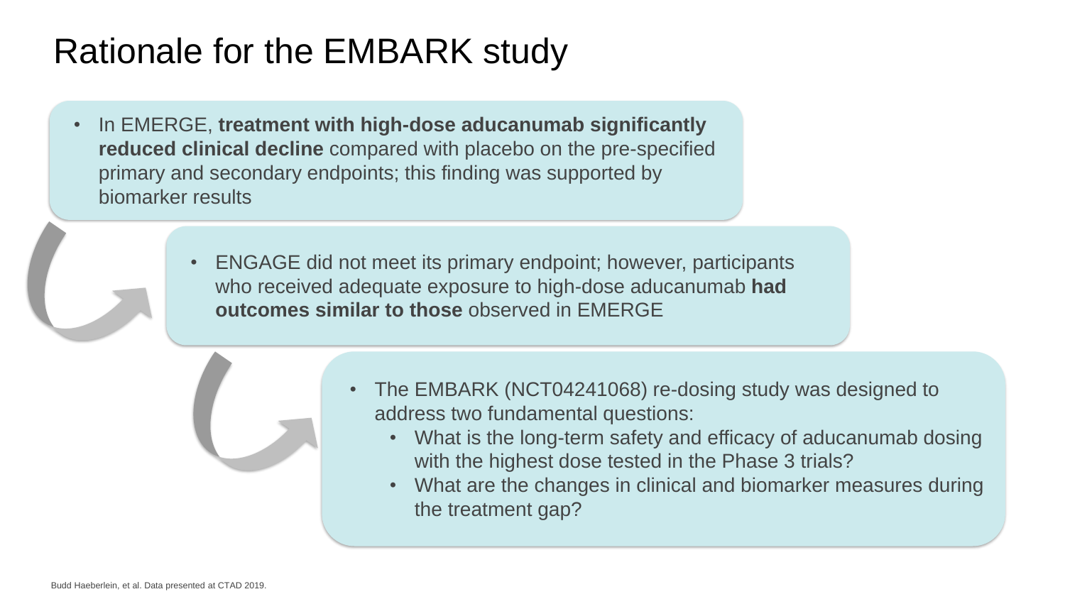# Rationale for the EMBARK study

- In EMERGE, **treatment with high-dose aducanumab significantly reduced clinical decline** compared with placebo on the pre-specified primary and secondary endpoints; this finding was supported by biomarker results

- ENGAGE did not meet its primary endpoint; however, participants who received adequate exposure to high-dose aducanumab **had outcomes similar to those** observed in EMERGE

- The EMBARK (NCT04241068) re-dosing study was designed to address two fundamental questions:
  - What is the long-term safety and efficacy of aducanumab dosing with the highest dose tested in the Phase 3 trials?
  - What are the changes in clinical and biomarker measures during the treatment gap?

Budd Haeberlein, et al. Data presented at CTAD 2019.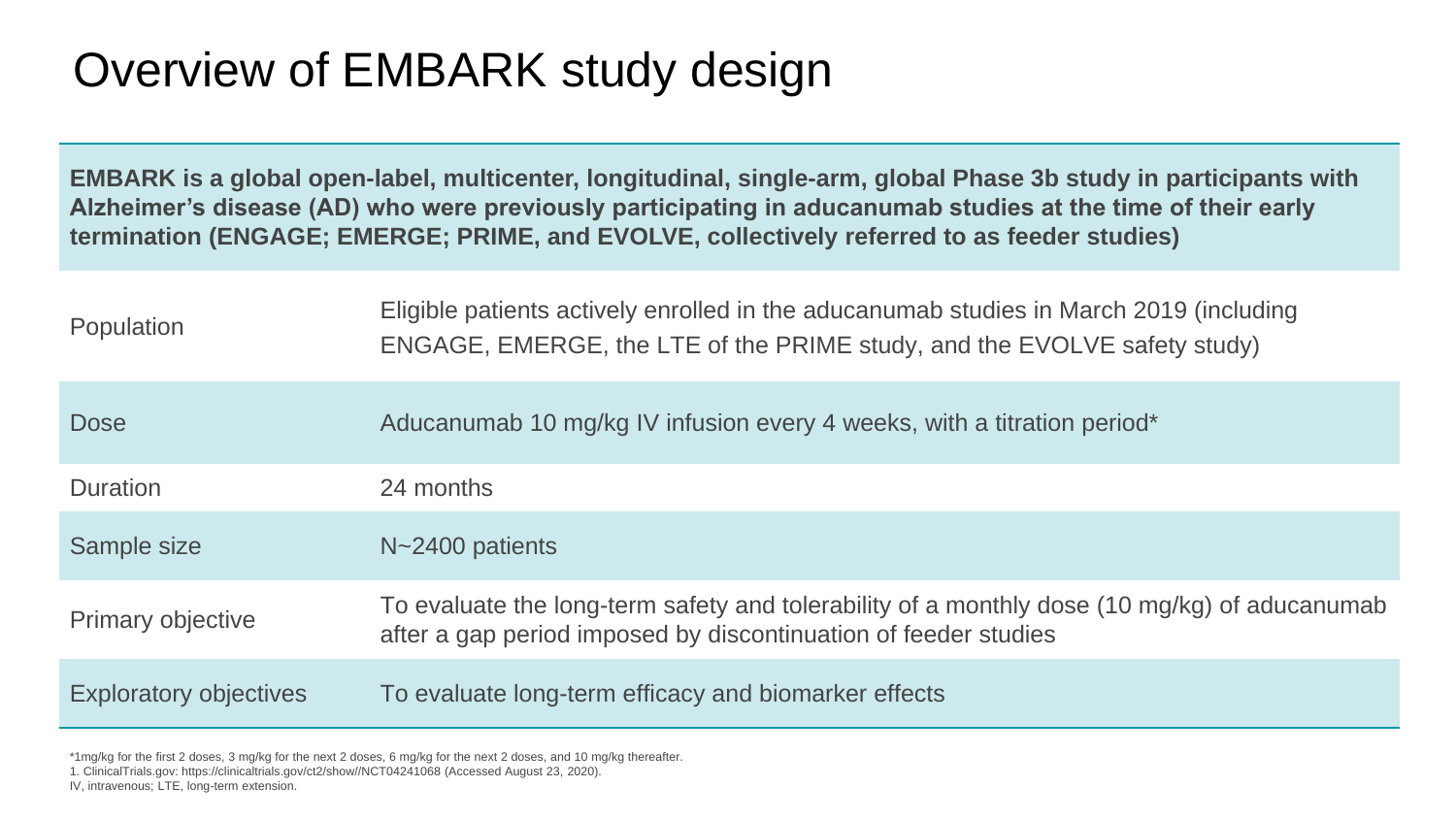# Overview of EMBARK study design

**EMBARK is a global open-label, multicenter, longitudinal, single-arm, global Phase 3b study in participants with Alzheimer's disease (AD) who were previously participating in aducanumab studies at the time of their early termination (ENGAGE; EMERGE; PRIME, and EVOLVE, collectively referred to as feeder studies)**

| | |
|---|---|
| Population | Eligible patients actively enrolled in the aducanumab studies in March 2019 (including ENGAGE, EMERGE, the LTE of the PRIME study, and the EVOLVE safety study) |
| Dose | Aducanumab 10 mg/kg IV infusion every 4 weeks, with a titration period* |
| Duration | 24 months |
| Sample size | N~2400 patients |
| Primary objective | To evaluate the long-term safety and tolerability of a monthly dose (10 mg/kg) of aducanumab after a gap period imposed by discontinuation of feeder studies |
| Exploratory objectives | To evaluate long-term efficacy and biomarker effects |

*1mg/kg for the first 2 doses, 3 mg/kg for the next 2 doses, 6 mg/kg for the next 2 doses, and 10 mg/kg thereafter.

1. ClinicalTrials.gov: https://clinicaltrials.gov/ct2/show//NCT04241068 (Accessed August 23, 2020).

IV, intravenous; LTE, long-term extension.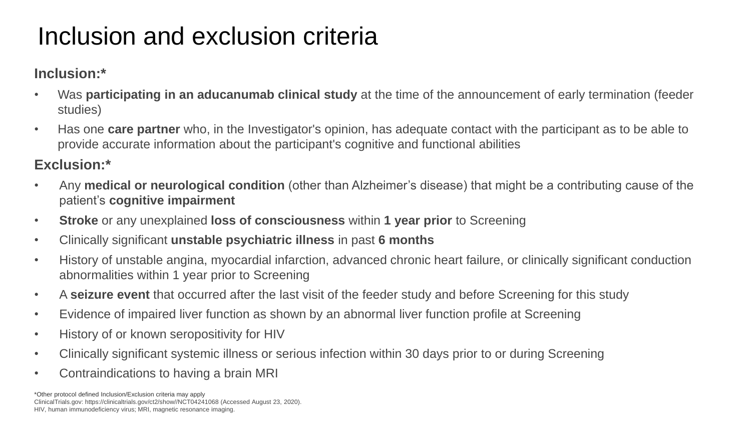# Inclusion and exclusion criteria

**Inclusion:***

- Was **participating in an aducanumab clinical study** at the time of the announcement of early termination (feeder studies)
- Has one **care partner** who, in the Investigator's opinion, has adequate contact with the participant as to be able to provide accurate information about the participant's cognitive and functional abilities

**Exclusion:***

- Any **medical or neurological condition** (other than Alzheimer's disease) that might be a contributing cause of the patient's **cognitive impairment**
- **Stroke** or any unexplained **loss of consciousness** within **1 year prior** to Screening
- Clinically significant **unstable psychiatric illness** in past **6 months**
- History of unstable angina, myocardial infarction, advanced chronic heart failure, or clinically significant conduction abnormalities within 1 year prior to Screening
- A **seizure event** that occurred after the last visit of the feeder study and before Screening for this study
- Evidence of impaired liver function as shown by an abnormal liver function profile at Screening
- History of or known seropositivity for HIV
- Clinically significant systemic illness or serious infection within 30 days prior to or during Screening
- Contraindications to having a brain MRI

*Other protocol defined Inclusion/Exclusion criteria may apply
ClinicalTrials.gov: https://clinicaltrials.gov/ct2/show//NCT04241068 (Accessed August 23, 2020).
HIV, human immunodeficiency virus; MRI, magnetic resonance imaging.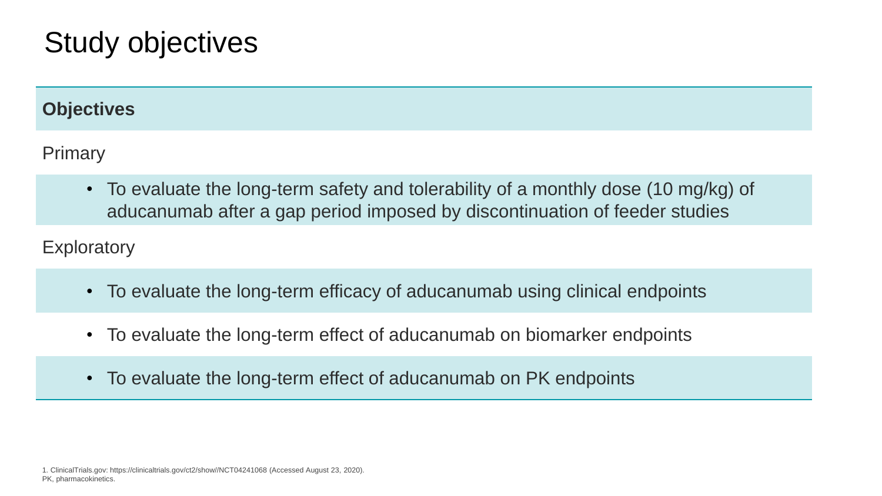# Study objectives

| Objectives |
| --- |
| Primary |
| • To evaluate the long-term safety and tolerability of a monthly dose (10 mg/kg) of aducanumab after a gap period imposed by discontinuation of feeder studies |
| Exploratory |
| • To evaluate the long-term efficacy of aducanumab using clinical endpoints |
| • To evaluate the long-term effect of aducanumab on biomarker endpoints |
| • To evaluate the long-term effect of aducanumab on PK endpoints |

1. ClinicalTrials.gov: https://clinicaltrials.gov/ct2/show//NCT04241068 (Accessed August 23, 2020).
PK, pharmacokinetics.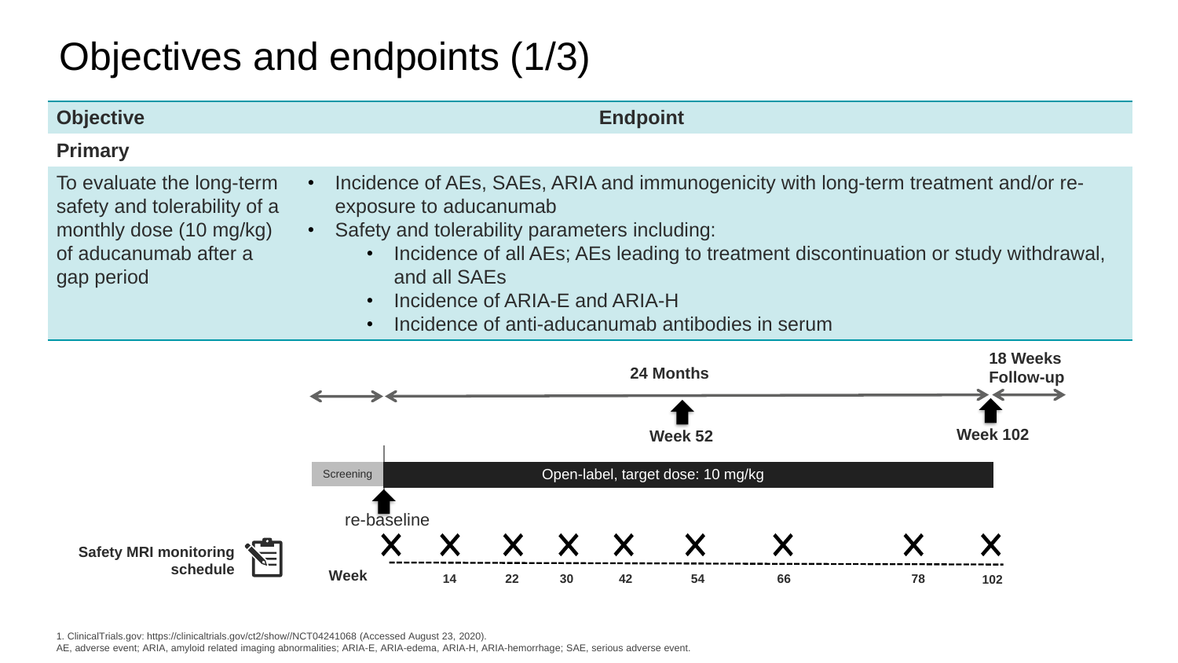# Objectives and endpoints (1/3)

| Objective | Endpoint |
|---|---|
| **Primary** | |
| To evaluate the long-term safety and tolerability of a monthly dose (10 mg/kg) of aducanumab after a gap period | • Incidence of AEs, SAEs, ARIA and immunogenicity with long-term treatment and/or re-exposure to aducanumab<br>• Safety and tolerability parameters including:<br>&nbsp;&nbsp;&nbsp;&nbsp;• Incidence of all AEs; AEs leading to treatment discontinuation or study withdrawal, and all SAEs<br>&nbsp;&nbsp;&nbsp;&nbsp;• Incidence of ARIA-E and ARIA-H<br>&nbsp;&nbsp;&nbsp;&nbsp;• Incidence of anti-aducanumab antibodies in serum |

24 Months

18 Weeks Follow-up

Week 52

Week 102

Screening

Open-label, target dose: 10 mg/kg

re-baseline

Safety MRI monitoring schedule

Week 14 22 30 42 54 66 78 102

1. ClinicalTrials.gov: https://clinicaltrials.gov/ct2/show//NCT04241068 (Accessed August 23, 2020).
AE, adverse event; ARIA, amyloid related imaging abnormalities; ARIA-E, ARIA-edema, ARIA-H, ARIA-hemorrhage; SAE, serious adverse event.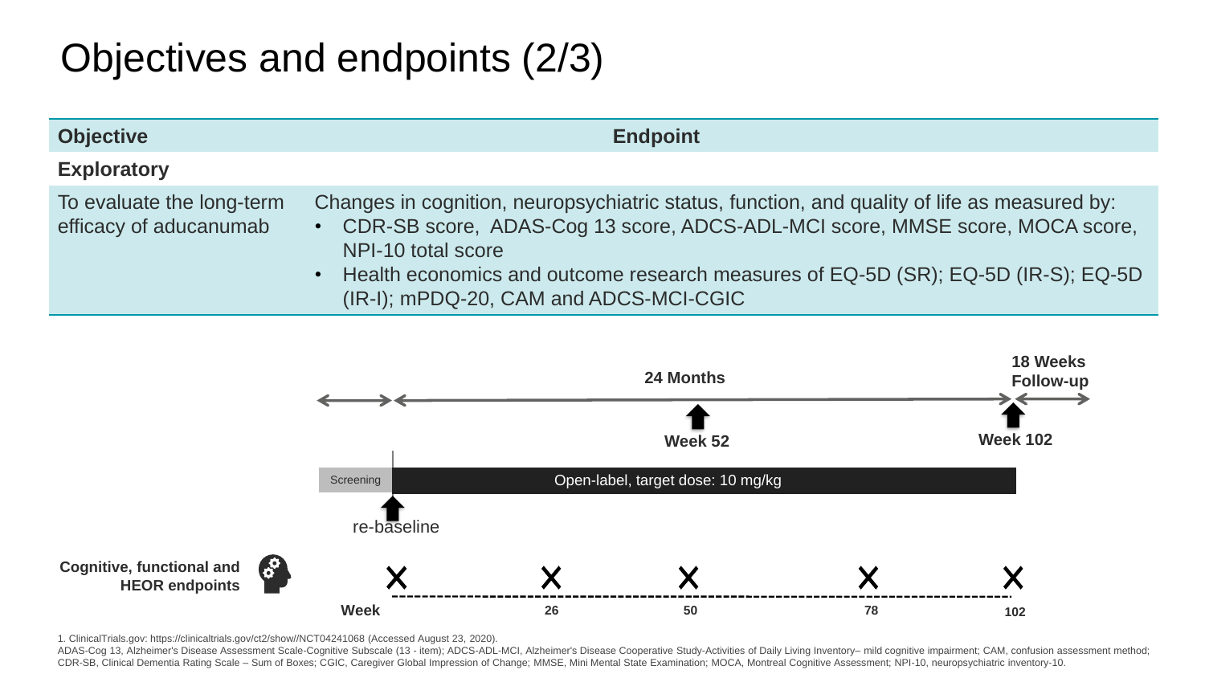# Objectives and endpoints (2/3)

| Objective | Endpoint |
|---|---|
| **Exploratory** | |
| To evaluate the long-term efficacy of aducanumab | Changes in cognition, neuropsychiatric status, function, and quality of life as measured by:<br>• CDR-SB score, ADAS-Cog 13 score, ADCS-ADL-MCI score, MMSE score, MOCA score, NPI-10 total score<br>• Health economics and outcome research measures of EQ-5D (SR); EQ-5D (IR-S); EQ-5D (IR-I); mPDQ-20, CAM and ADCS-MCI-CGIC |

**24 Months** | **18 Weeks Follow-up**

**Week 52** | **Week 102**

Screening | Open-label, target dose: 10 mg/kg

re-baseline

**Cognitive, functional and HEOR endpoints**

**Week** 26, 50, 78, 102

1. ClinicalTrials.gov: https://clinicaltrials.gov/ct2/show//NCT04241068 (Accessed August 23, 2020).

ADAS-Cog 13, Alzheimer's Disease Assessment Scale-Cognitive Subscale (13 - item); ADCS-ADL-MCI, Alzheimer's Disease Cooperative Study-Activities of Daily Living Inventory– mild cognitive impairment; CAM, confusion assessment method; CDR-SB, Clinical Dementia Rating Scale – Sum of Boxes; CGIC, Caregiver Global Impression of Change; MMSE, Mini Mental State Examination; MOCA, Montreal Cognitive Assessment; NPI-10, neuropsychiatric inventory-10.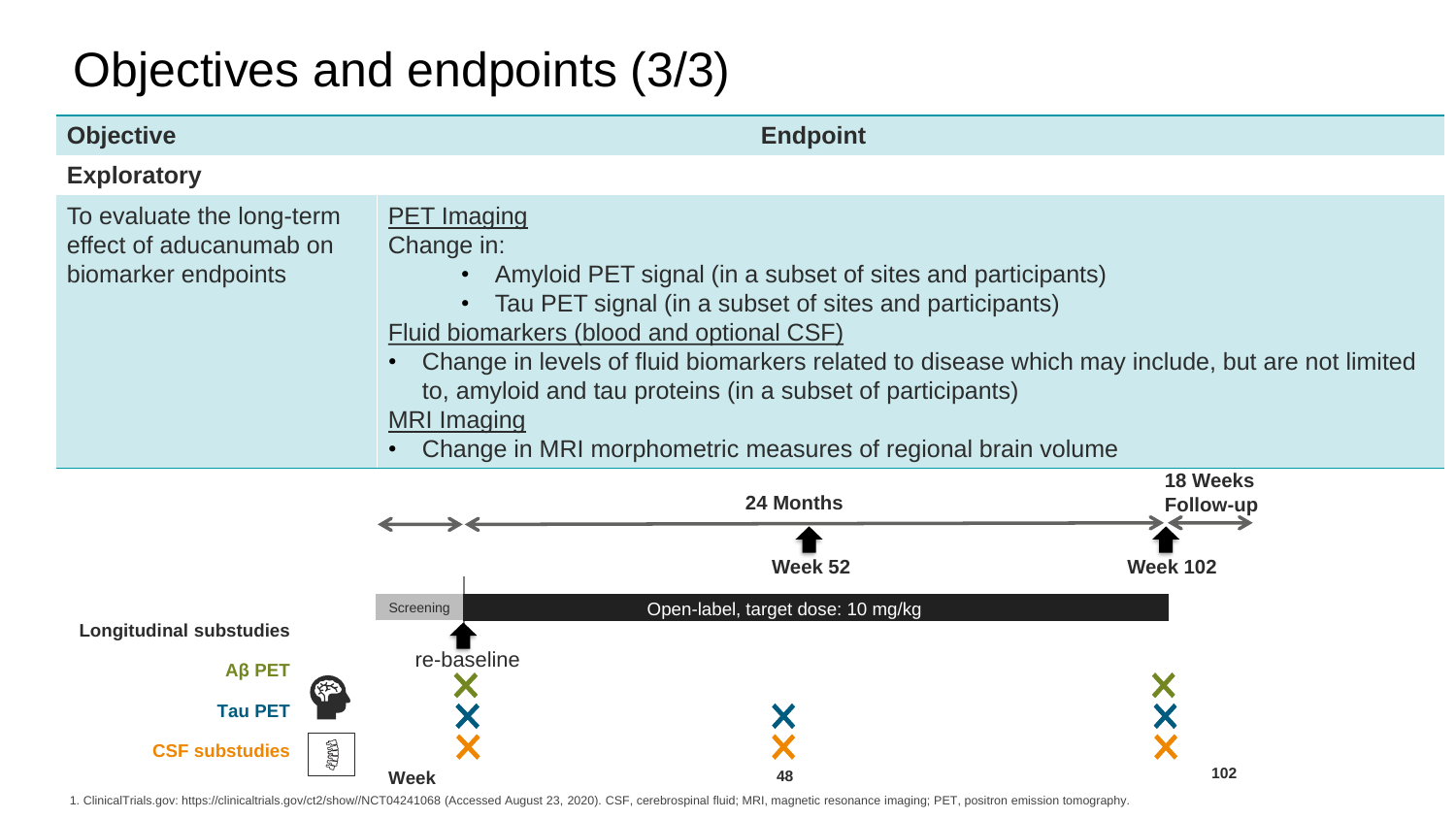# Objectives and endpoints (3/3)

| Objective | Endpoint |
|---|---|
| **Exploratory** | |
| To evaluate the long-term effect of aducanumab on biomarker endpoints | <u>PET Imaging</u><br>Change in:<br>• Amyloid PET signal (in a subset of sites and participants)<br>• Tau PET signal (in a subset of sites and participants)<br><u>Fluid biomarkers (blood and optional CSF)</u><br>• Change in levels of fluid biomarkers related to disease which may include, but are not limited to, amyloid and tau proteins (in a subset of participants)<br><u>MRI Imaging</u><br>• Change in MRI morphometric measures of regional brain volume |

24 Months | 18 Weeks Follow-up

Week 52 | Week 102

Screening | Open-label, target dose: 10 mg/kg

re-baseline

**Longitudinal substudies**

| | Week 0 (re-baseline) | Week 48 | Week 102 |
|---|---|---|---|
| **Aβ PET** | × | | × |
| **Tau PET** | × | × | × |
| **CSF substudies** | × | × | × |

1. ClinicalTrials.gov: https://clinicaltrials.gov/ct2/show//NCT04241068 (Accessed August 23, 2020). CSF, cerebrospinal fluid; MRI, magnetic resonance imaging; PET, positron emission tomography.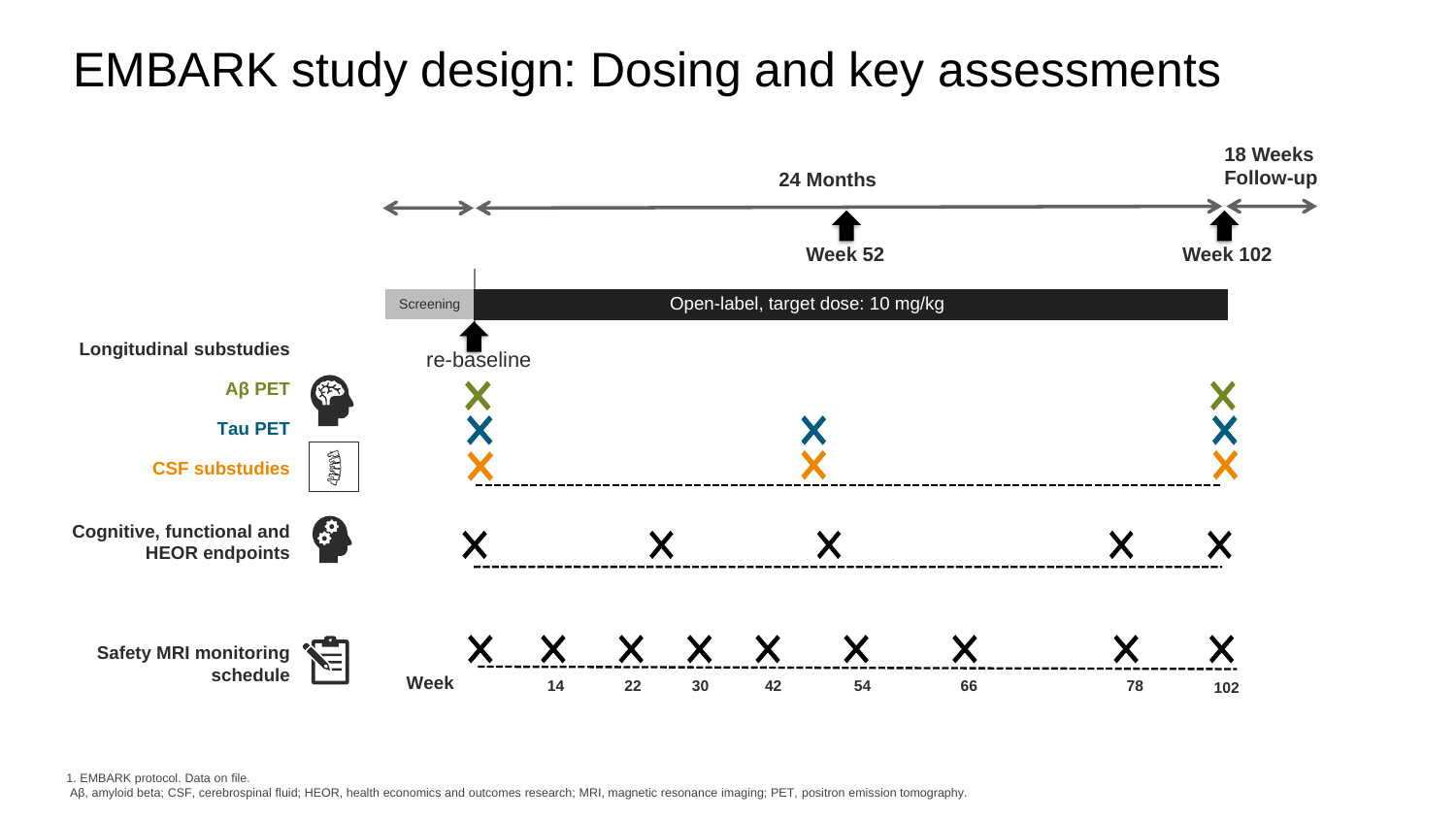# EMBARK study design: Dosing and key assessments

24 Months | 18 Weeks Follow-up

Week 52 | Week 102

Screening | Open-label, target dose: 10 mg/kg

re-baseline

**Longitudinal substudies**

| | re-baseline | Week 52 | Week 102 |
|---|---|---|---|
| **Aβ PET** | X | | X |
| **Tau PET** | X | X | X |
| **CSF substudies** | X | X | X |

**Cognitive, functional and HEOR endpoints**: X (re-baseline), X, X, X, X (Week 102)

**Safety MRI monitoring schedule**: X (re-baseline), X (Week 14), X (Week 22), X (Week 30), X (Week 42), X (Week 54), X (Week 66), X (Week 78), X (Week 102)

1. EMBARK protocol. Data on file.

Aβ, amyloid beta; CSF, cerebrospinal fluid; HEOR, health economics and outcomes research; MRI, magnetic resonance imaging; PET, positron emission tomography.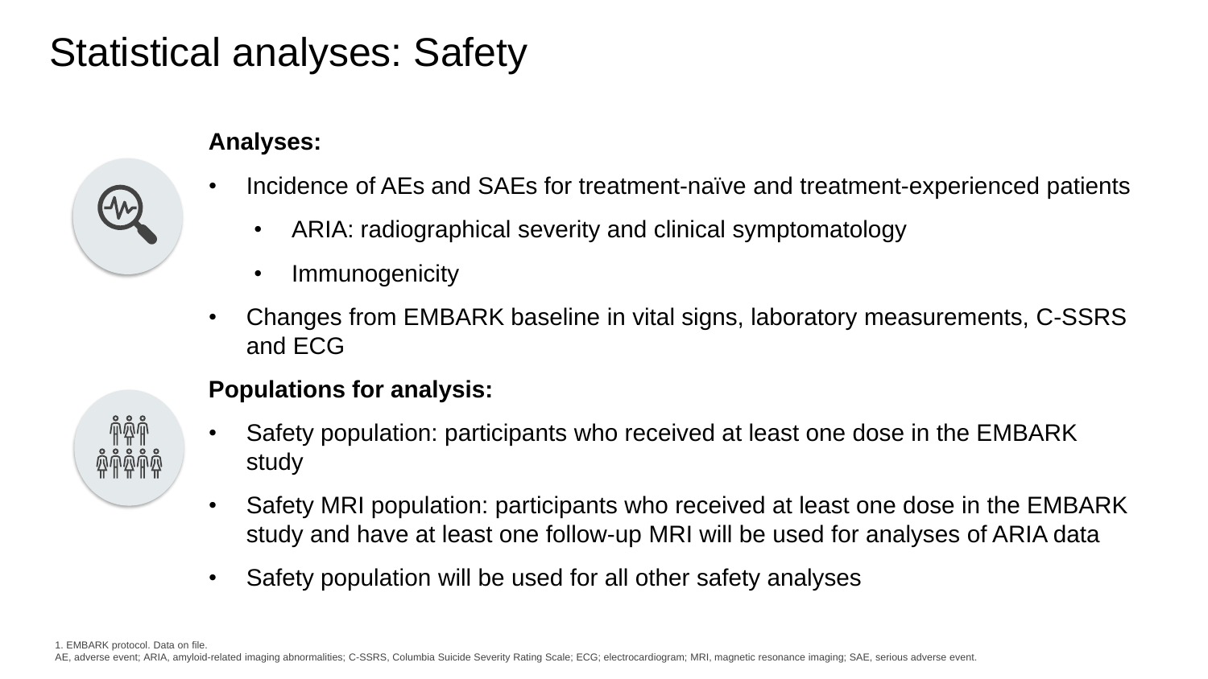# Statistical analyses: Safety

**Analyses:**

- Incidence of AEs and SAEs for treatment-naïve and treatment-experienced patients
  - ARIA: radiographical severity and clinical symptomatology
  - Immunogenicity
- Changes from EMBARK baseline in vital signs, laboratory measurements, C-SSRS and ECG

**Populations for analysis:**

- Safety population: participants who received at least one dose in the EMBARK study
- Safety MRI population: participants who received at least one dose in the EMBARK study and have at least one follow-up MRI will be used for analyses of ARIA data
- Safety population will be used for all other safety analyses

1. EMBARK protocol. Data on file.
AE, adverse event; ARIA, amyloid-related imaging abnormalities; C-SSRS, Columbia Suicide Severity Rating Scale; ECG; electrocardiogram; MRI, magnetic resonance imaging; SAE, serious adverse event.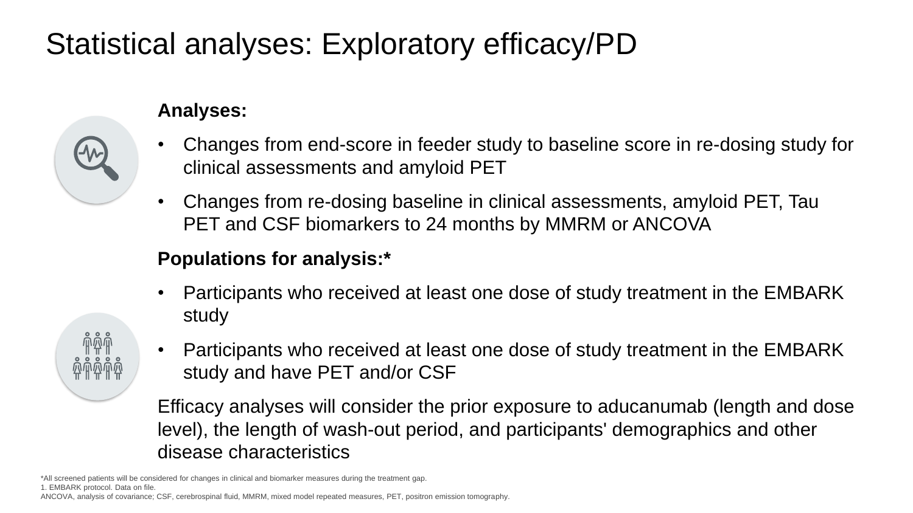# Statistical analyses: Exploratory efficacy/PD

**Analyses:**

- Changes from end-score in feeder study to baseline score in re-dosing study for clinical assessments and amyloid PET
- Changes from re-dosing baseline in clinical assessments, amyloid PET, Tau PET and CSF biomarkers to 24 months by MMRM or ANCOVA

**Populations for analysis:***

- Participants who received at least one dose of study treatment in the EMBARK study
- Participants who received at least one dose of study treatment in the EMBARK study and have PET and/or CSF

Efficacy analyses will consider the prior exposure to aducanumab (length and dose level), the length of wash-out period, and participants' demographics and other disease characteristics

*All screened patients will be considered for changes in clinical and biomarker measures during the treatment gap.
1. EMBARK protocol. Data on file.
ANCOVA, analysis of covariance; CSF, cerebrospinal fluid, MMRM, mixed model repeated measures, PET, positron emission tomography.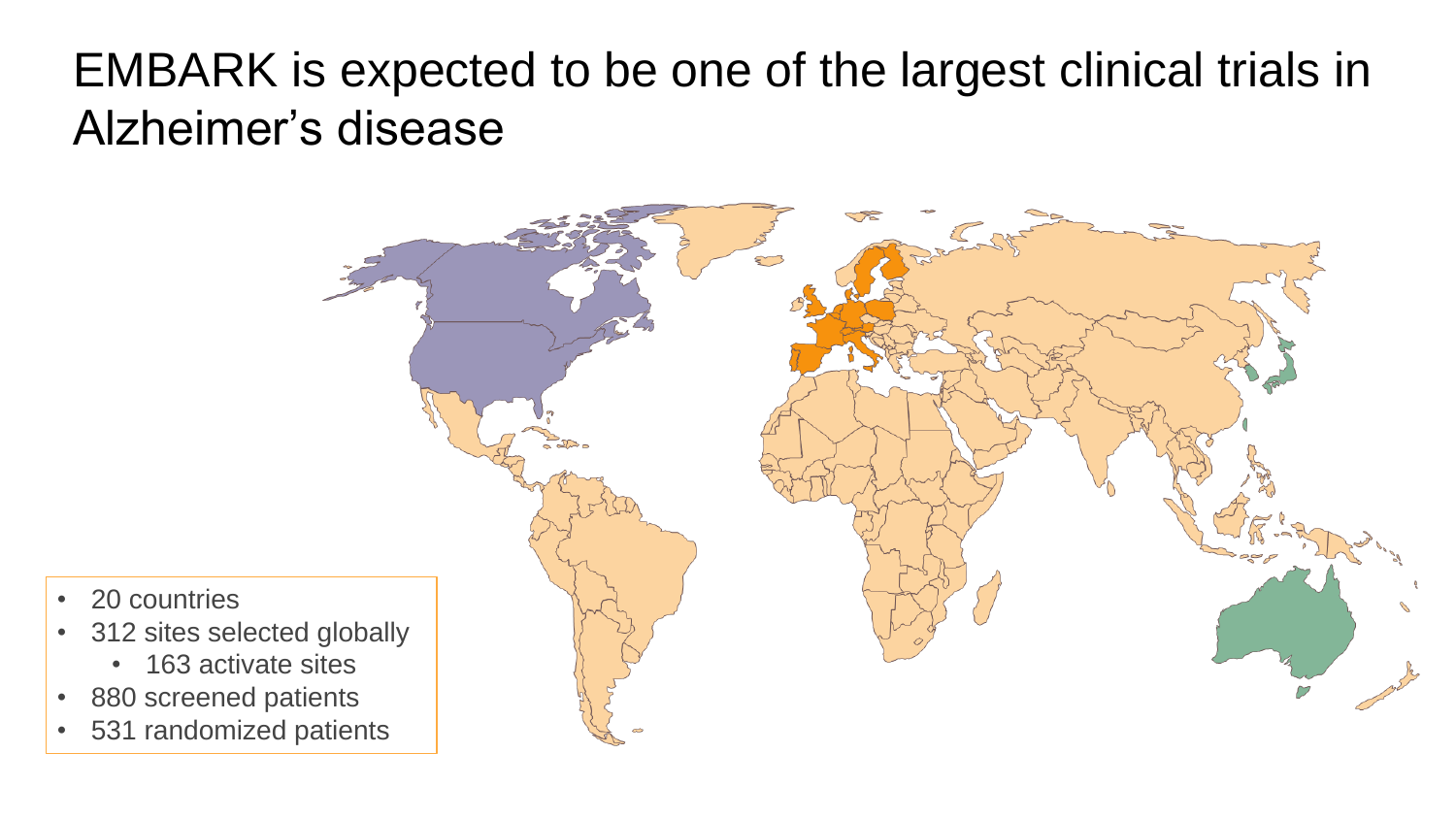# EMBARK is expected to be one of the largest clinical trials in Alzheimer's disease

- 20 countries
- 312 sites selected globally
  - 163 activate sites
- 880 screened patients
- 531 randomized patients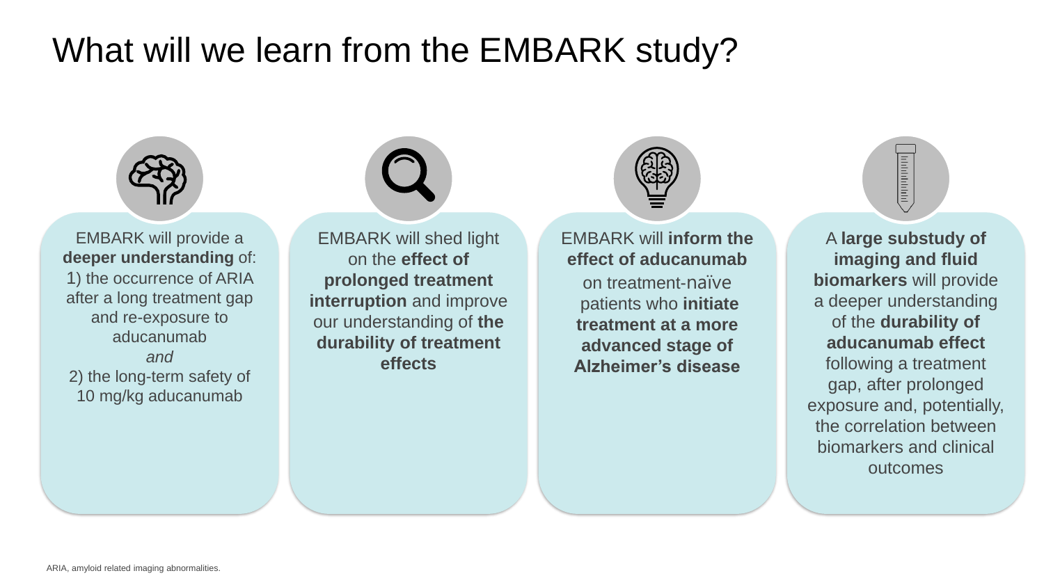# What will we learn from the EMBARK study?

EMBARK will provide a **deeper understanding** of:
1) the occurrence of ARIA after a long treatment gap and re-exposure to aducanumab
*and*
2) the long-term safety of 10 mg/kg aducanumab

EMBARK will shed light on the **effect of prolonged treatment interruption** and improve our understanding of **the durability of treatment effects**

EMBARK will **inform the effect of aducanumab** on treatment-naïve patients who **initiate treatment at a more advanced stage of Alzheimer's disease**

A **large substudy of imaging and fluid biomarkers** will provide a deeper understanding of the **durability of aducanumab effect** following a treatment gap, after prolonged exposure and, potentially, the correlation between biomarkers and clinical outcomes

ARIA, amyloid related imaging abnormalities.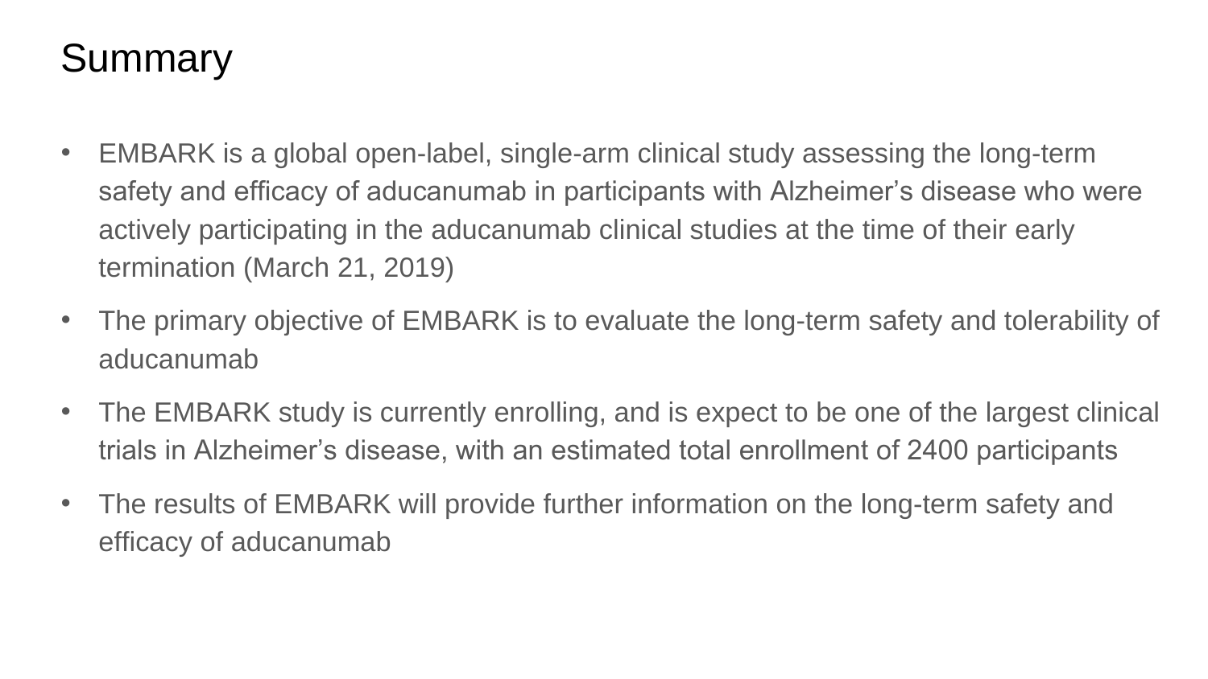# Summary

- EMBARK is a global open-label, single-arm clinical study assessing the long-term safety and efficacy of aducanumab in participants with Alzheimer's disease who were actively participating in the aducanumab clinical studies at the time of their early termination (March 21, 2019)
- The primary objective of EMBARK is to evaluate the long-term safety and tolerability of aducanumab
- The EMBARK study is currently enrolling, and is expect to be one of the largest clinical trials in Alzheimer's disease, with an estimated total enrollment of 2400 participants
- The results of EMBARK will provide further information on the long-term safety and efficacy of aducanumab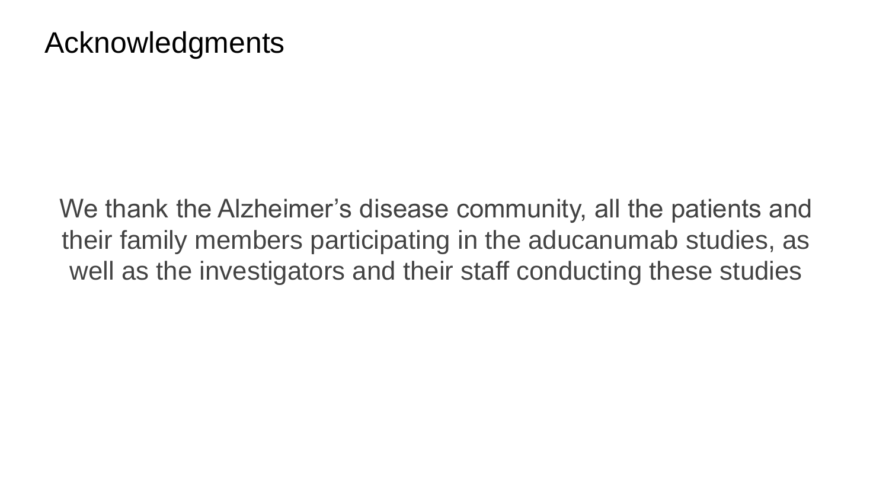# Acknowledgments

We thank the Alzheimer's disease community, all the patients and their family members participating in the aducanumab studies, as well as the investigators and their staff conducting these studies